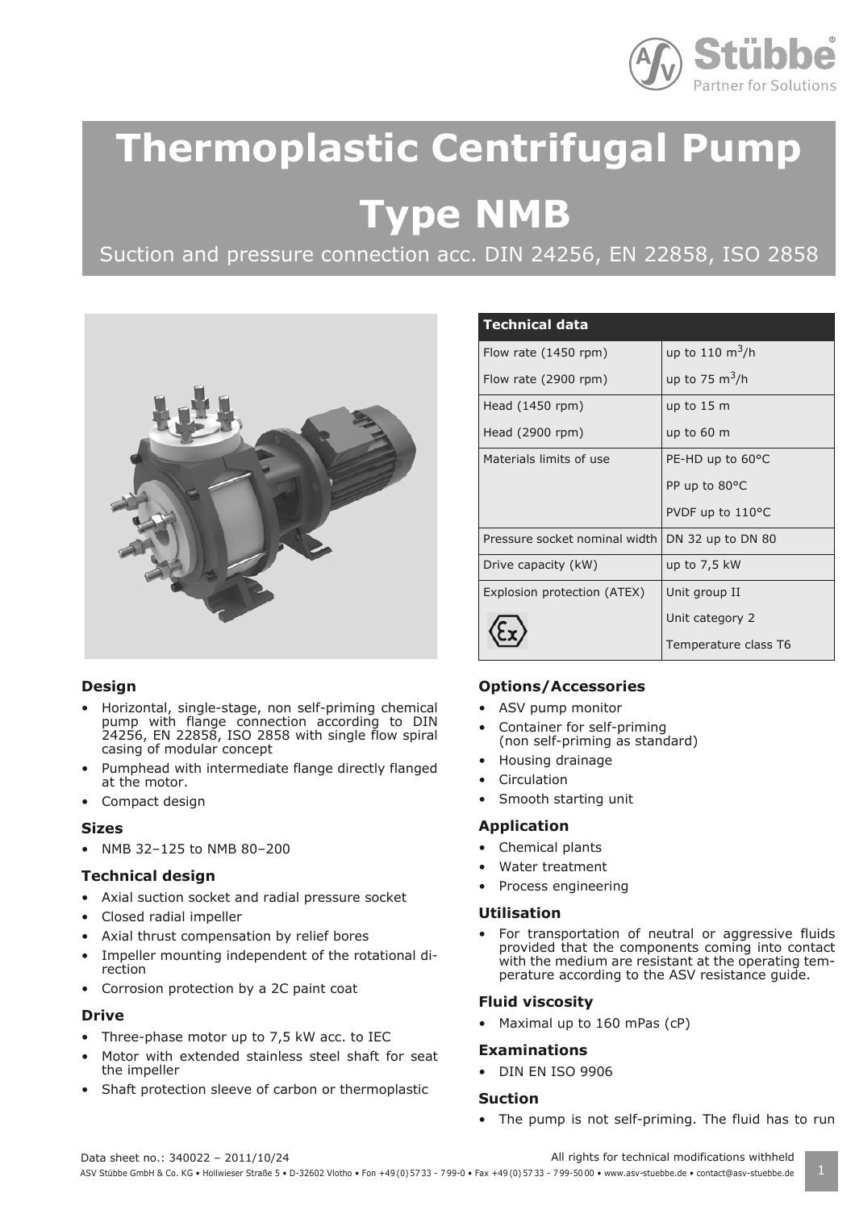# Thermoplastic Centrifugal Pump

# Type NMB

Suction and pressure connection acc. DIN 24256, EN 22858, ISO 2858

| Technical data | |
|---|---|
| Flow rate (1450 rpm) | up to 110 $m^3/h$ |
| Flow rate (2900 rpm) | up to 75 $m^3/h$ |
| Head (1450 rpm) | up to 15 m |
| Head (2900 rpm) | up to 60 m |
| Materials limits of use | PE-HD up to 60°C<br>PP up to 80°C<br>PVDF up to 110°C |
| Pressure socket nominal width | DN 32 up to DN 80 |
| Drive capacity (kW) | up to 7,5 kW |
| Explosion protection (ATEX) | Unit group II<br>Unit category 2<br>Temperature class T6 |

## Design

- Horizontal, single-stage, non self-priming chemical pump with flange connection according to DIN 24256, EN 22858, ISO 2858 with single flow spiral casing of modular concept
- Pumphead with intermediate flange directly flanged at the motor.
- Compact design

## Sizes

- NMB 32–125 to NMB 80–200

## Technical design

- Axial suction socket and radial pressure socket
- Closed radial impeller
- Axial thrust compensation by relief bores
- Impeller mounting independent of the rotational direction
- Corrosion protection by a 2C paint coat

## Drive

- Three-phase motor up to 7,5 kW acc. to IEC
- Motor with extended stainless steel shaft for seat the impeller
- Shaft protection sleeve of carbon or thermoplastic

## Options/Accessories

- ASV pump monitor
- Container for self-priming (non self-priming as standard)
- Housing drainage
- Circulation
- Smooth starting unit

## Application

- Chemical plants
- Water treatment
- Process engineering

## Utilisation

- For transportation of neutral or aggressive fluids provided that the components coming into contact with the medium are resistant at the operating temperature according to the ASV resistance guide.

## Fluid viscosity

- Maximal up to 160 mPas (cP)

## Examinations

- DIN EN ISO 9906

## Suction

- The pump is not self-priming. The fluid has to run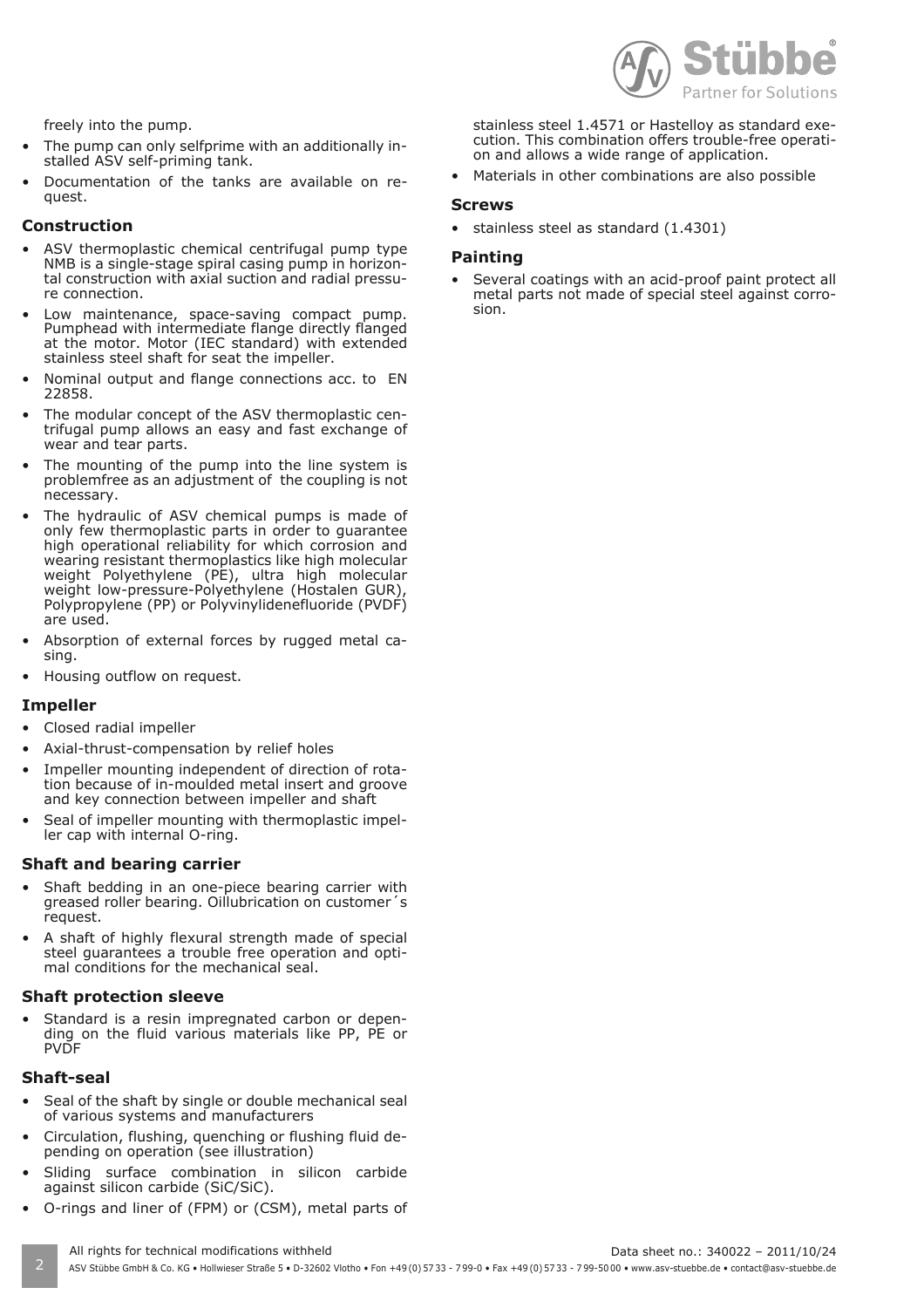freely into the pump.

- The pump can only selfprime with an additionally installed ASV self-priming tank.
- Documentation of the tanks are available on request.

## Construction

- ASV thermoplastic chemical centrifugal pump type NMB is a single-stage spiral casing pump in horizontal construction with axial suction and radial pressure connection.
- Low maintenance, space-saving compact pump. Pumphead with intermediate flange directly flanged at the motor. Motor (IEC standard) with extended stainless steel shaft for seat the impeller.
- Nominal output and flange connections acc. to EN 22858.
- The modular concept of the ASV thermoplastic centrifugal pump allows an easy and fast exchange of wear and tear parts.
- The mounting of the pump into the line system is problemfree as an adjustment of the coupling is not necessary.
- The hydraulic of ASV chemical pumps is made of only few thermoplastic parts in order to guarantee high operational reliability for which corrosion and wearing resistant thermoplastics like high molecular weight Polyethylene (PE), ultra high molecular weight low-pressure-Polyethylene (Hostalen GUR), Polypropylene (PP) or Polyvinylidenefluoride (PVDF) are used.
- Absorption of external forces by rugged metal casing.
- Housing outflow on request.

## Impeller

- Closed radial impeller
- Axial-thrust-compensation by relief holes
- Impeller mounting independent of direction of rotation because of in-moulded metal insert and groove and key connection between impeller and shaft
- Seal of impeller mounting with thermoplastic impeller cap with internal O-ring.

## Shaft and bearing carrier

- Shaft bedding in an one-piece bearing carrier with greased roller bearing. Oillubrication on customer´s request.
- A shaft of highly flexural strength made of special steel guarantees a trouble free operation and optimal conditions for the mechanical seal.

## Shaft protection sleeve

- Standard is a resin impregnated carbon or depending on the fluid various materials like PP, PE or PVDF

## Shaft-seal

- Seal of the shaft by single or double mechanical seal of various systems and manufacturers
- Circulation, flushing, quenching or flushing fluid depending on operation (see illustration)
- Sliding surface combination in silicon carbide against silicon carbide (SiC/SiC).
- O-rings and liner of (FPM) or (CSM), metal parts of stainless steel 1.4571 or Hastelloy as standard execution. This combination offers trouble-free operation and allows a wide range of application.
- Materials in other combinations are also possible

## Screws

- stainless steel as standard (1.4301)

## Painting

- Several coatings with an acid-proof paint protect all metal parts not made of special steel against corrosion.

All rights for technical modifications withheld

Data sheet no.: 340022 – 2011/10/24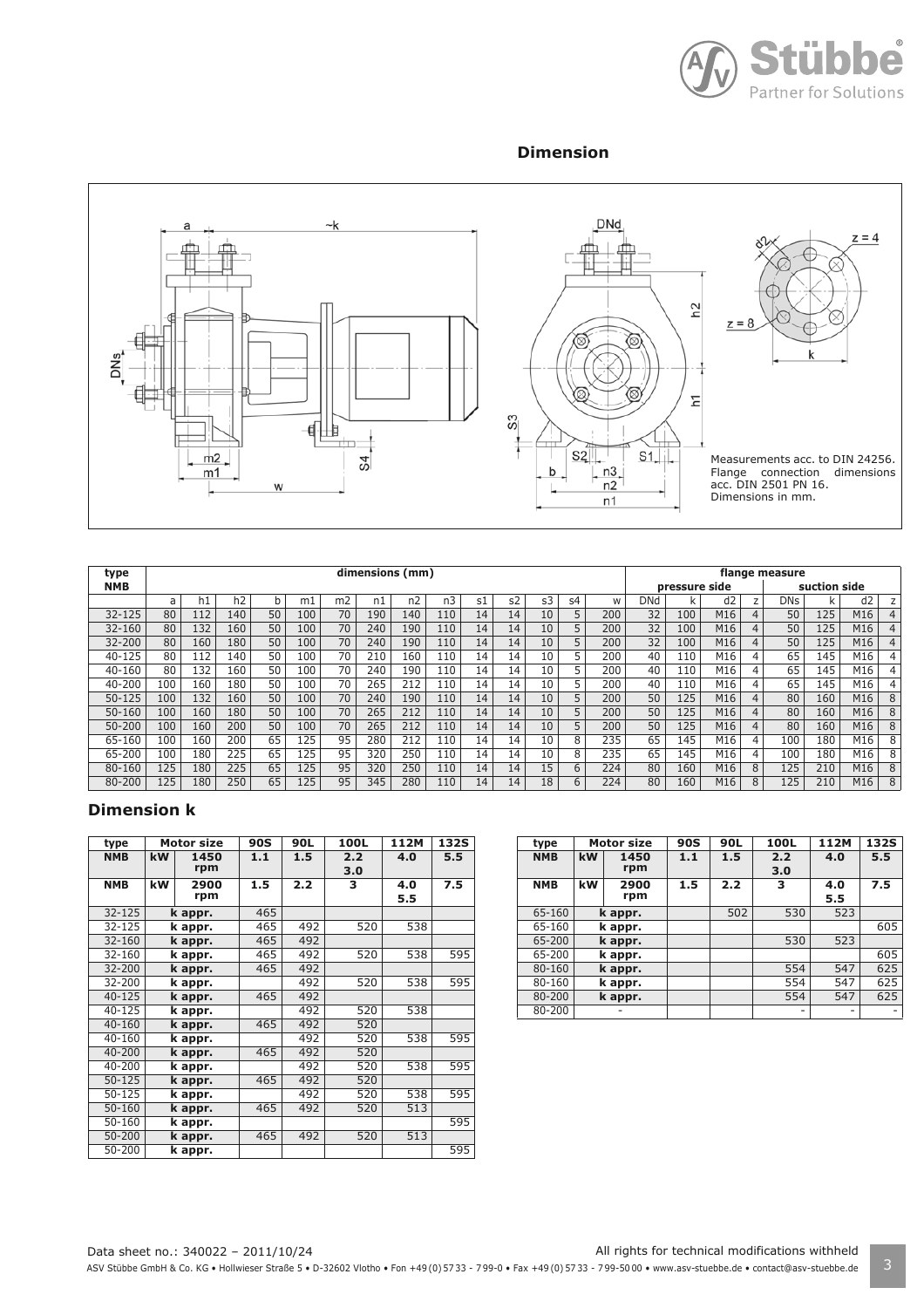## Dimension

Measurements acc. to DIN 24256.
Flange connection dimensions acc. DIN 2501 PN 16.
Dimensions in mm.

| type | dimensions (mm) | | | | | | | | | | | | | | flange measure | | | | | | | |
|---|---|---|---|---|---|---|---|---|---|---|---|---|---|---|---|---|---|---|---|---|---|---|
| NMB | | | | | | | | | | | | | | | pressure side | | | | suction side | | | |
| | a | h1 | h2 | b | m1 | m2 | n1 | n2 | n3 | s1 | s2 | s3 | s4 | w | DNd | k | d2 | z | DNs | k | d2 | z |
| 32-125 | 80 | 112 | 140 | 50 | 100 | 70 | 190 | 140 | 110 | 14 | 14 | 10 | 5 | 200 | 32 | 100 | M16 | 4 | 50 | 125 | M16 | 4 |
| 32-160 | 80 | 132 | 160 | 50 | 100 | 70 | 240 | 190 | 110 | 14 | 14 | 10 | 5 | 200 | 32 | 100 | M16 | 4 | 50 | 125 | M16 | 4 |
| 32-200 | 80 | 160 | 180 | 50 | 100 | 70 | 240 | 190 | 110 | 14 | 14 | 10 | 5 | 200 | 32 | 100 | M16 | 4 | 50 | 125 | M16 | 4 |
| 40-125 | 80 | 112 | 140 | 50 | 100 | 70 | 210 | 160 | 110 | 14 | 14 | 10 | 5 | 200 | 40 | 110 | M16 | 4 | 65 | 145 | M16 | 4 |
| 40-160 | 80 | 132 | 160 | 50 | 100 | 70 | 240 | 190 | 110 | 14 | 14 | 10 | 5 | 200 | 40 | 110 | M16 | 4 | 65 | 145 | M16 | 4 |
| 40-200 | 100 | 160 | 180 | 50 | 100 | 70 | 265 | 212 | 110 | 14 | 14 | 10 | 5 | 200 | 40 | 110 | M16 | 4 | 65 | 145 | M16 | 4 |
| 50-125 | 100 | 132 | 160 | 50 | 100 | 70 | 240 | 190 | 110 | 14 | 14 | 10 | 5 | 200 | 50 | 125 | M16 | 4 | 80 | 160 | M16 | 8 |
| 50-160 | 100 | 160 | 180 | 50 | 100 | 70 | 265 | 212 | 110 | 14 | 14 | 10 | 5 | 200 | 50 | 125 | M16 | 4 | 80 | 160 | M16 | 8 |
| 50-200 | 100 | 160 | 200 | 50 | 100 | 70 | 265 | 212 | 110 | 14 | 14 | 10 | 5 | 200 | 50 | 125 | M16 | 4 | 80 | 160 | M16 | 8 |
| 65-160 | 100 | 160 | 200 | 65 | 125 | 95 | 280 | 212 | 110 | 14 | 14 | 10 | 8 | 235 | 65 | 145 | M16 | 4 | 100 | 180 | M16 | 8 |
| 65-200 | 100 | 180 | 225 | 65 | 125 | 95 | 320 | 250 | 110 | 14 | 14 | 10 | 8 | 235 | 65 | 145 | M16 | 4 | 100 | 180 | M16 | 8 |
| 80-160 | 125 | 180 | 225 | 65 | 125 | 95 | 320 | 250 | 110 | 14 | 14 | 15 | 6 | 224 | 80 | 160 | M16 | 8 | 125 | 210 | M16 | 8 |
| 80-200 | 125 | 180 | 250 | 65 | 125 | 95 | 345 | 280 | 110 | 14 | 14 | 18 | 6 | 224 | 80 | 160 | M16 | 8 | 125 | 210 | M16 | 8 |

## Dimension k

| type | Motor size | | 90S | 90L | 100L | 112M | 132S |
|---|---|---|---|---|---|---|---|
| NMB | kW | 1450 rpm | 1.1 | 1.5 | 2.2 3.0 | 4.0 | 5.5 |
| NMB | kW | 2900 rpm | 1.5 | 2.2 | 3 | 4.0 5.5 | 7.5 |
| 32-125 | k appr. | | 465 | | | | |
| 32-125 | k appr. | | 465 | 492 | 520 | 538 | |
| 32-160 | k appr. | | 465 | 492 | | | |
| 32-160 | k appr. | | 465 | 492 | 520 | 538 | 595 |
| 32-200 | k appr. | | 465 | 492 | | | |
| 32-200 | k appr. | | | 492 | 520 | 538 | 595 |
| 40-125 | k appr. | | 465 | 492 | | | |
| 40-125 | k appr. | | | 492 | 520 | 538 | |
| 40-160 | k appr. | | 465 | 492 | 520 | | |
| 40-160 | k appr. | | | 492 | 520 | 538 | 595 |
| 40-200 | k appr. | | 465 | 492 | 520 | | |
| 40-200 | k appr. | | | 492 | 520 | 538 | 595 |
| 50-125 | k appr. | | 465 | 492 | 520 | | |
| 50-125 | k appr. | | | 492 | 520 | 538 | 595 |
| 50-160 | k appr. | | 465 | 492 | 520 | 513 | |
| 50-160 | k appr. | | | | | | 595 |
| 50-200 | k appr. | | 465 | 492 | 520 | 513 | |
| 50-200 | k appr. | | | | | | 595 |

| type | Motor size | | 90S | 90L | 100L | 112M | 132S |
|---|---|---|---|---|---|---|---|
| NMB | kW | 1450 rpm | 1.1 | 1.5 | 2.2 3.0 | 4.0 | 5.5 |
| NMB | kW | 2900 rpm | 1.5 | 2.2 | 3 | 4.0 5.5 | 7.5 |
| 65-160 | k appr. | | | 502 | 530 | 523 | |
| 65-160 | k appr. | | | | | | 605 |
| 65-200 | k appr. | | | | 530 | 523 | |
| 65-200 | k appr. | | | | | | 605 |
| 80-160 | k appr. | | | | 554 | 547 | 625 |
| 80-160 | k appr. | | | | 554 | 547 | 625 |
| 80-200 | k appr. | | | | 554 | 547 | 625 |
| 80-200 | - | | | | - | - | - |

Data sheet no.: 340022 – 2011/10/24

All rights for technical modifications withheld

ASV Stübbe GmbH & Co. KG • Hollwieser Straße 5 • D-32602 Vlotho • Fon +49 (0) 57 33 - 7 99-0 • Fax +49 (0) 57 33 - 7 99-50 00 • www.asv-stuebbe.de • contact@asv-stuebbe.de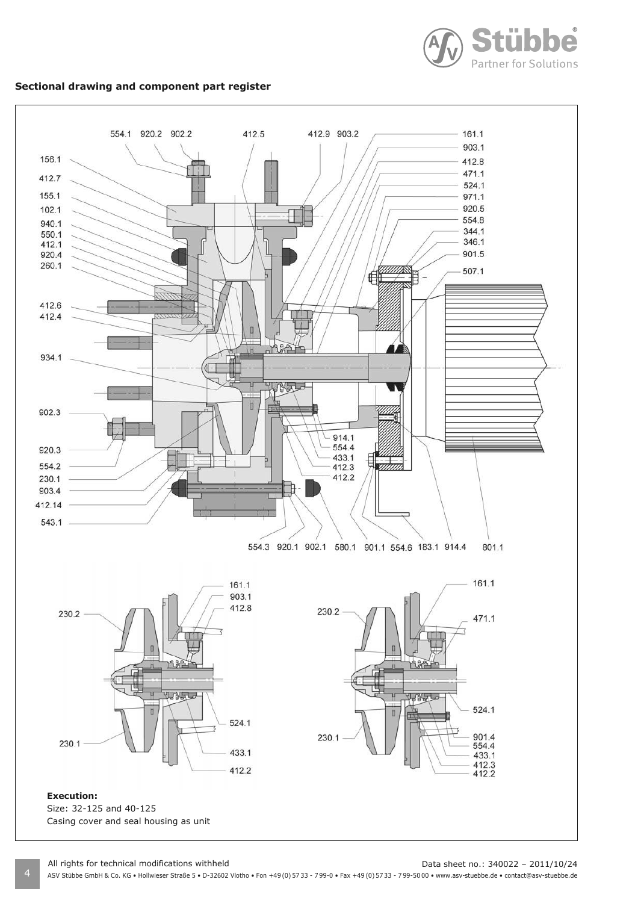## Sectional drawing and component part register

554.1 920.2 902.2 412.5 412.9 903.2

161.1
903.1
412.8
471.1
524.1
971.1
920.5
554.8
344.1
346.1
901.5
507.1

156.1
412.7
155.1
102.1
940.1
550.1
412.1
920.4
260.1
412.6
412.4
934.1
902.3
920.3
554.2
230.1
903.4
412.14
543.1

914.1
554.4
433.1
412.3
412.2

554.3 920.1 902.1 580.1 901.1 554.6 183.1 914.4 801.1

161.1
903.1
412.8
230.2
524.1
230.1
433.1
412.2

161.1
230.2
471.1
524.1
230.1
901.4
554.4
433.1
412.3
412.2

**Execution:**
Size: 32-125 and 40-125
Casing cover and seal housing as unit

All rights for technical modifications withheld

Data sheet no.: 340022 – 2011/10/24

ASV Stübbe GmbH & Co. KG • Hollwieser Straße 5 • D-32602 Vlotho • Fon +49 (0) 57 33 - 7 99-0 • Fax +49 (0) 57 33 - 7 99-50 00 • www.asv-stuebbe.de • contact@asv-stuebbe.de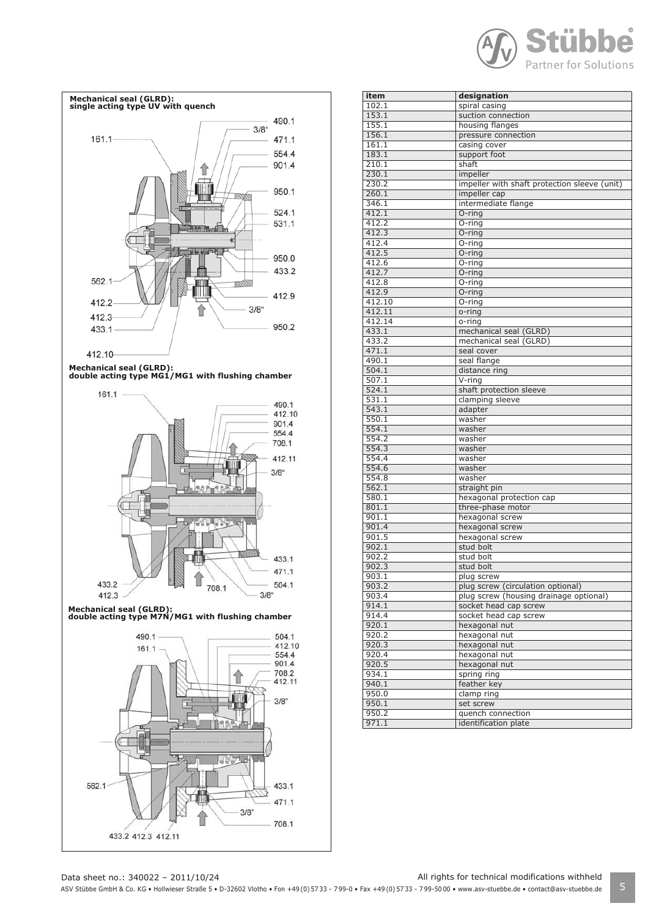**Mechanical seal (GLRD):**
**single acting type UV with quench**

490.1
3/8"
161.1
471.1
554.4
901.4
950.1
524.1
531.1
950.0
433.2
562.1
412.9
412.2
3/8"
412.3
433.1
950.2
412.10

**Mechanical seal (GLRD):**
**double acting type MG1/MG1 with flushing chamber**

161.1
490.1
412.10
901.4
554.4
708.1
412.11
3/8"
433.1
471.1
433.2
708.1
504.1
412.3
3/8"

**Mechanical seal (GLRD):**
**double acting type M7N/MG1 with flushing chamber**

490.1
504.1
161.1
412.10
554.4
901.4
708.2
412.11
3/8"
562.1
433.1
471.1
3/8"
708.1
433.2 412.3 412.11

| item | designation |
|---|---|
| 102.1 | spiral casing |
| 153.1 | suction connection |
| 155.1 | housing flanges |
| 156.1 | pressure connection |
| 161.1 | casing cover |
| 183.1 | support foot |
| 210.1 | shaft |
| 230.1 | impeller |
| 230.2 | impeller with shaft protection sleeve (unit) |
| 260.1 | impeller cap |
| 346.1 | intermediate flange |
| 412.1 | O-ring |
| 412.2 | O-ring |
| 412.3 | O-ring |
| 412.4 | O-ring |
| 412.5 | O-ring |
| 412.6 | O-ring |
| 412.7 | O-ring |
| 412.8 | O-ring |
| 412.9 | O-ring |
| 412.10 | O-ring |
| 412.11 | o-ring |
| 412.14 | o-ring |
| 433.1 | mechanical seal (GLRD) |
| 433.2 | mechanical seal (GLRD) |
| 471.1 | seal cover |
| 490.1 | seal flange |
| 504.1 | distance ring |
| 507.1 | V-ring |
| 524.1 | shaft protection sleeve |
| 531.1 | clamping sleeve |
| 543.1 | adapter |
| 550.1 | washer |
| 554.1 | washer |
| 554.2 | washer |
| 554.3 | washer |
| 554.4 | washer |
| 554.6 | washer |
| 554.8 | washer |
| 562.1 | straight pin |
| 580.1 | hexagonal protection cap |
| 801.1 | three-phase motor |
| 901.1 | hexagonal screw |
| 901.4 | hexagonal screw |
| 901.5 | hexagonal screw |
| 902.1 | stud bolt |
| 902.2 | stud bolt |
| 902.3 | stud bolt |
| 903.1 | plug screw |
| 903.2 | plug screw (circulation optional) |
| 903.4 | plug screw (housing drainage optional) |
| 914.1 | socket head cap screw |
| 914.4 | socket head cap screw |
| 920.1 | hexagonal nut |
| 920.2 | hexagonal nut |
| 920.3 | hexagonal nut |
| 920.4 | hexagonal nut |
| 920.5 | hexagonal nut |
| 934.1 | spring ring |
| 940.1 | feather key |
| 950.0 | clamp ring |
| 950.1 | set screw |
| 950.2 | quench connection |
| 971.1 | identification plate |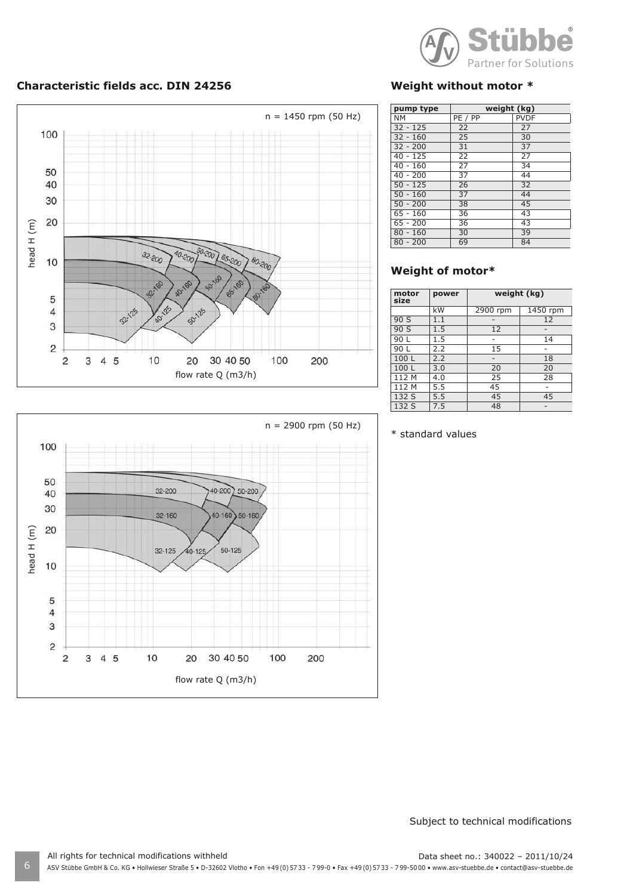## Characteristic fields acc. DIN 24256

n = 1450 rpm (50 Hz)

100
50
40
30
20
10
5
4
3
2

head H (m)

32-200
40-200
50-200
65-200
80-200
32-160
40-160
50-160
65-160
80-160
32-125
40-125
50-125

2 3 4 5 10 20 30 40 50 100 200

flow rate Q (m3/h)

n = 2900 rpm (50 Hz)

100
50
40
30
20
10
5
4
3
2

head H (m)

32-200
40-200
50-200
32-160
40-160
50-160
32-125
40-125
50-125

2 3 4 5 10 20 30 40 50 100 200

flow rate Q (m3/h)

## Weight without motor *

| pump type | weight (kg) | |
|---|---|---|
| NM | PE / PP | PVDF |
| 32 - 125 | 22 | 27 |
| 32 - 160 | 25 | 30 |
| 32 - 200 | 31 | 37 |
| 40 - 125 | 22 | 27 |
| 40 - 160 | 27 | 34 |
| 40 - 200 | 37 | 44 |
| 50 - 125 | 26 | 32 |
| 50 - 160 | 37 | 44 |
| 50 - 200 | 38 | 45 |
| 65 - 160 | 36 | 43 |
| 65 - 200 | 36 | 43 |
| 80 - 160 | 30 | 39 |
| 80 - 200 | 69 | 84 |

## Weight of motor*

| motor size | power | weight (kg) | |
|---|---|---|---|
| | kW | 2900 rpm | 1450 rpm |
| 90 S | 1.1 | - | 12 |
| 90 S | 1.5 | 12 | - |
| 90 L | 1.5 | - | 14 |
| 90 L | 2.2 | 15 | - |
| 100 L | 2.2 | - | 18 |
| 100 L | 3.0 | 20 | 20 |
| 112 M | 4.0 | 25 | 28 |
| 112 M | 5.5 | 45 | - |
| 132 S | 5.5 | 45 | 45 |
| 132 S | 7.5 | 48 | - |

* standard values

Subject to technical modifications

All rights for technical modifications withheld

Data sheet no.: 340022 – 2011/10/24

ASV Stübbe GmbH & Co. KG • Hollwieser Straße 5 • D-32602 Vlotho • Fon +49 (0) 57 33 - 7 99-0 • Fax +49 (0) 57 33 - 7 99-50 00 • www.asv-stuebbe.de • contact@asv-stuebbe.de